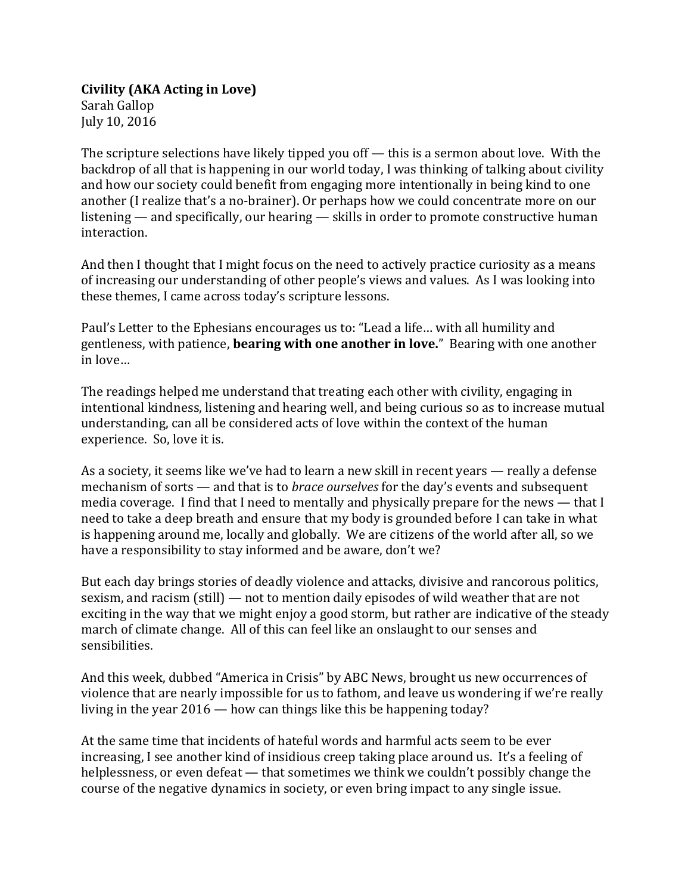**Civility (AKA Acting in Love)**
Sarah Gallop
July 10, 2016

The scripture selections have likely tipped you off — this is a sermon about love. With the backdrop of all that is happening in our world today, I was thinking of talking about civility and how our society could benefit from engaging more intentionally in being kind to one another (I realize that's a no-brainer). Or perhaps how we could concentrate more on our listening — and specifically, our hearing — skills in order to promote constructive human interaction.

And then I thought that I might focus on the need to actively practice curiosity as a means of increasing our understanding of other people's views and values. As I was looking into these themes, I came across today's scripture lessons.

Paul's Letter to the Ephesians encourages us to: "Lead a life… with all humility and gentleness, with patience, **bearing with one another in love.**" Bearing with one another in love…

The readings helped me understand that treating each other with civility, engaging in intentional kindness, listening and hearing well, and being curious so as to increase mutual understanding, can all be considered acts of love within the context of the human experience. So, love it is.

As a society, it seems like we've had to learn a new skill in recent years — really a defense mechanism of sorts — and that is to *brace ourselves* for the day's events and subsequent media coverage. I find that I need to mentally and physically prepare for the news — that I need to take a deep breath and ensure that my body is grounded before I can take in what is happening around me, locally and globally. We are citizens of the world after all, so we have a responsibility to stay informed and be aware, don't we?

But each day brings stories of deadly violence and attacks, divisive and rancorous politics, sexism, and racism (still) — not to mention daily episodes of wild weather that are not exciting in the way that we might enjoy a good storm, but rather are indicative of the steady march of climate change. All of this can feel like an onslaught to our senses and sensibilities.

And this week, dubbed "America in Crisis" by ABC News, brought us new occurrences of violence that are nearly impossible for us to fathom, and leave us wondering if we're really living in the year 2016 — how can things like this be happening today?

At the same time that incidents of hateful words and harmful acts seem to be ever increasing, I see another kind of insidious creep taking place around us. It's a feeling of helplessness, or even defeat — that sometimes we think we couldn't possibly change the course of the negative dynamics in society, or even bring impact to any single issue.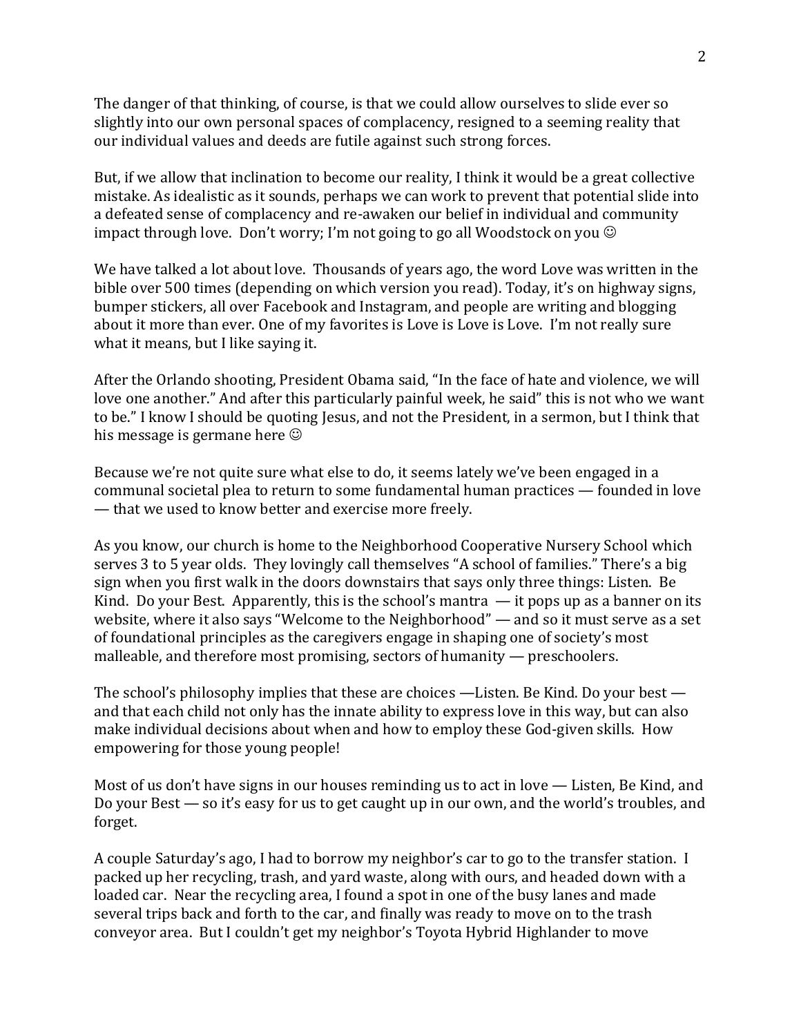The danger of that thinking, of course, is that we could allow ourselves to slide ever so slightly into our own personal spaces of complacency, resigned to a seeming reality that our individual values and deeds are futile against such strong forces.

But, if we allow that inclination to become our reality, I think it would be a great collective mistake. As idealistic as it sounds, perhaps we can work to prevent that potential slide into a defeated sense of complacency and re-awaken our belief in individual and community impact through love. Don't worry; I'm not going to go all Woodstock on you ☺

We have talked a lot about love. Thousands of years ago, the word Love was written in the bible over 500 times (depending on which version you read). Today, it's on highway signs, bumper stickers, all over Facebook and Instagram, and people are writing and blogging about it more than ever. One of my favorites is Love is Love is Love. I'm not really sure what it means, but I like saying it.

After the Orlando shooting, President Obama said, "In the face of hate and violence, we will love one another." And after this particularly painful week, he said" this is not who we want to be." I know I should be quoting Jesus, and not the President, in a sermon, but I think that his message is germane here ☺

Because we're not quite sure what else to do, it seems lately we've been engaged in a communal societal plea to return to some fundamental human practices — founded in love — that we used to know better and exercise more freely.

As you know, our church is home to the Neighborhood Cooperative Nursery School which serves 3 to 5 year olds. They lovingly call themselves "A school of families." There's a big sign when you first walk in the doors downstairs that says only three things: Listen. Be Kind. Do your Best. Apparently, this is the school's mantra — it pops up as a banner on its website, where it also says "Welcome to the Neighborhood" — and so it must serve as a set of foundational principles as the caregivers engage in shaping one of society's most malleable, and therefore most promising, sectors of humanity — preschoolers.

The school's philosophy implies that these are choices —Listen. Be Kind. Do your best — and that each child not only has the innate ability to express love in this way, but can also make individual decisions about when and how to employ these God-given skills. How empowering for those young people!

Most of us don't have signs in our houses reminding us to act in love — Listen, Be Kind, and Do your Best — so it's easy for us to get caught up in our own, and the world's troubles, and forget.

A couple Saturday's ago, I had to borrow my neighbor's car to go to the transfer station. I packed up her recycling, trash, and yard waste, along with ours, and headed down with a loaded car. Near the recycling area, I found a spot in one of the busy lanes and made several trips back and forth to the car, and finally was ready to move on to the trash conveyor area. But I couldn't get my neighbor's Toyota Hybrid Highlander to move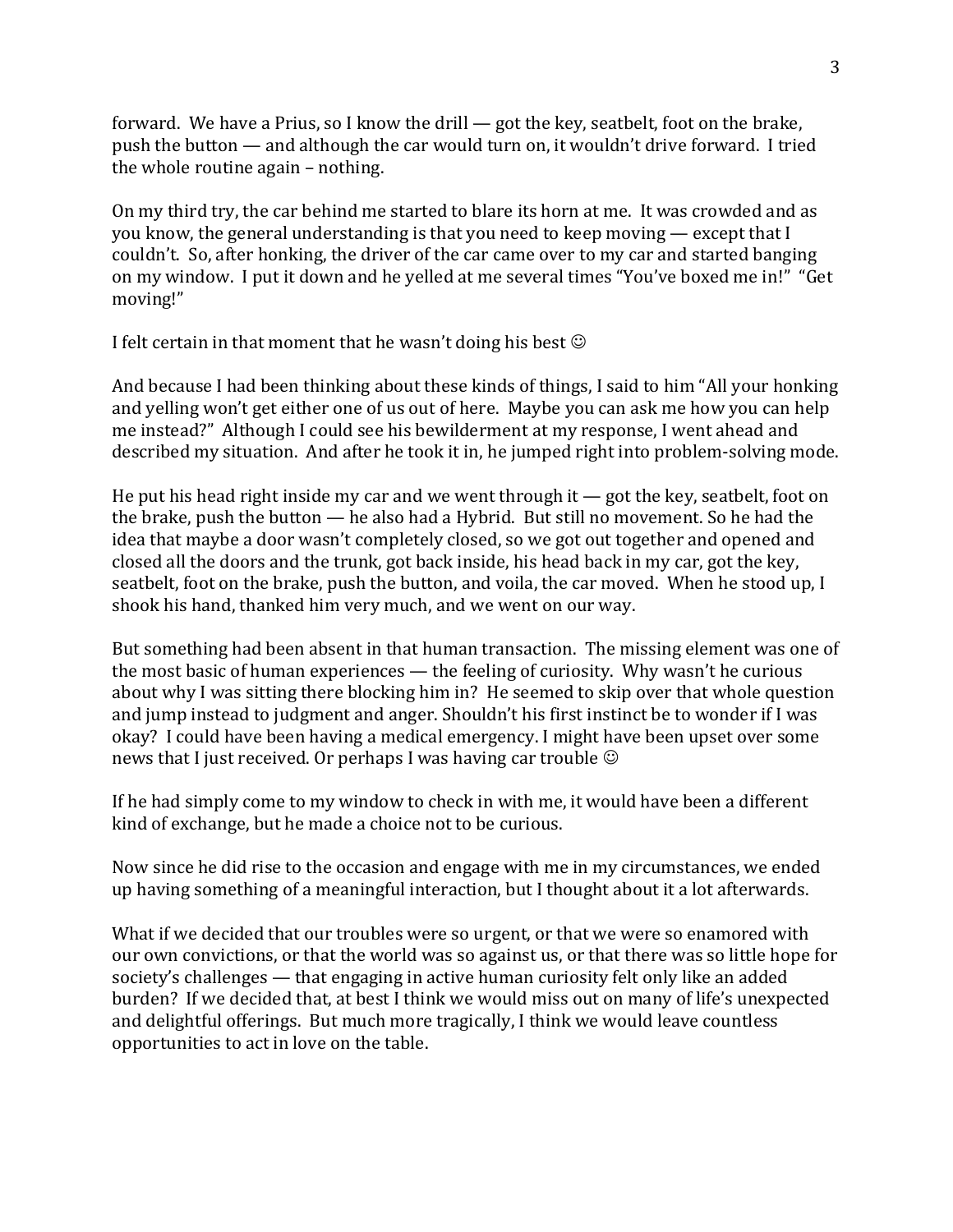forward. We have a Prius, so I know the drill — got the key, seatbelt, foot on the brake, push the button — and although the car would turn on, it wouldn't drive forward. I tried the whole routine again – nothing.

On my third try, the car behind me started to blare its horn at me. It was crowded and as you know, the general understanding is that you need to keep moving — except that I couldn't. So, after honking, the driver of the car came over to my car and started banging on my window. I put it down and he yelled at me several times "You've boxed me in!" "Get moving!"

I felt certain in that moment that he wasn't doing his best ☺

And because I had been thinking about these kinds of things, I said to him "All your honking and yelling won't get either one of us out of here. Maybe you can ask me how you can help me instead?" Although I could see his bewilderment at my response, I went ahead and described my situation. And after he took it in, he jumped right into problem-solving mode.

He put his head right inside my car and we went through it — got the key, seatbelt, foot on the brake, push the button — he also had a Hybrid. But still no movement. So he had the idea that maybe a door wasn't completely closed, so we got out together and opened and closed all the doors and the trunk, got back inside, his head back in my car, got the key, seatbelt, foot on the brake, push the button, and voila, the car moved. When he stood up, I shook his hand, thanked him very much, and we went on our way.

But something had been absent in that human transaction. The missing element was one of the most basic of human experiences — the feeling of curiosity. Why wasn't he curious about why I was sitting there blocking him in? He seemed to skip over that whole question and jump instead to judgment and anger. Shouldn't his first instinct be to wonder if I was okay? I could have been having a medical emergency. I might have been upset over some news that I just received. Or perhaps I was having car trouble ☺

If he had simply come to my window to check in with me, it would have been a different kind of exchange, but he made a choice not to be curious.

Now since he did rise to the occasion and engage with me in my circumstances, we ended up having something of a meaningful interaction, but I thought about it a lot afterwards.

What if we decided that our troubles were so urgent, or that we were so enamored with our own convictions, or that the world was so against us, or that there was so little hope for society's challenges — that engaging in active human curiosity felt only like an added burden? If we decided that, at best I think we would miss out on many of life's unexpected and delightful offerings. But much more tragically, I think we would leave countless opportunities to act in love on the table.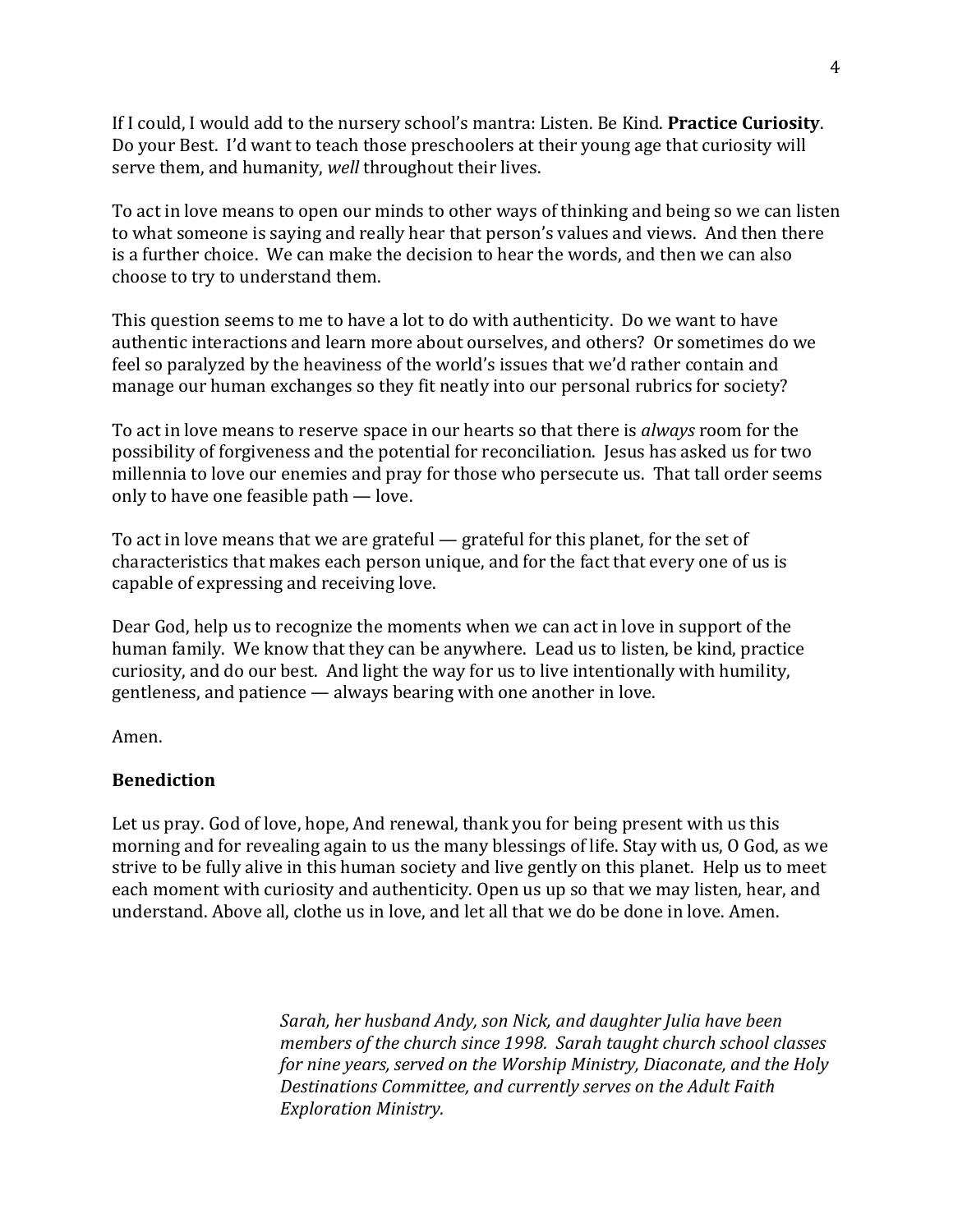If I could, I would add to the nursery school's mantra: Listen. Be Kind. **Practice Curiosity**. Do your Best. I'd want to teach those preschoolers at their young age that curiosity will serve them, and humanity, *well* throughout their lives.

To act in love means to open our minds to other ways of thinking and being so we can listen to what someone is saying and really hear that person's values and views. And then there is a further choice. We can make the decision to hear the words, and then we can also choose to try to understand them.

This question seems to me to have a lot to do with authenticity. Do we want to have authentic interactions and learn more about ourselves, and others? Or sometimes do we feel so paralyzed by the heaviness of the world's issues that we'd rather contain and manage our human exchanges so they fit neatly into our personal rubrics for society?

To act in love means to reserve space in our hearts so that there is *always* room for the possibility of forgiveness and the potential for reconciliation. Jesus has asked us for two millennia to love our enemies and pray for those who persecute us. That tall order seems only to have one feasible path — love.

To act in love means that we are grateful — grateful for this planet, for the set of characteristics that makes each person unique, and for the fact that every one of us is capable of expressing and receiving love.

Dear God, help us to recognize the moments when we can act in love in support of the human family. We know that they can be anywhere. Lead us to listen, be kind, practice curiosity, and do our best. And light the way for us to live intentionally with humility, gentleness, and patience — always bearing with one another in love.

Amen.

**Benediction**

Let us pray. God of love, hope, And renewal, thank you for being present with us this morning and for revealing again to us the many blessings of life. Stay with us, O God, as we strive to be fully alive in this human society and live gently on this planet. Help us to meet each moment with curiosity and authenticity. Open us up so that we may listen, hear, and understand. Above all, clothe us in love, and let all that we do be done in love. Amen.

*Sarah, her husband Andy, son Nick, and daughter Julia have been members of the church since 1998. Sarah taught church school classes for nine years, served on the Worship Ministry, Diaconate, and the Holy Destinations Committee, and currently serves on the Adult Faith Exploration Ministry.*